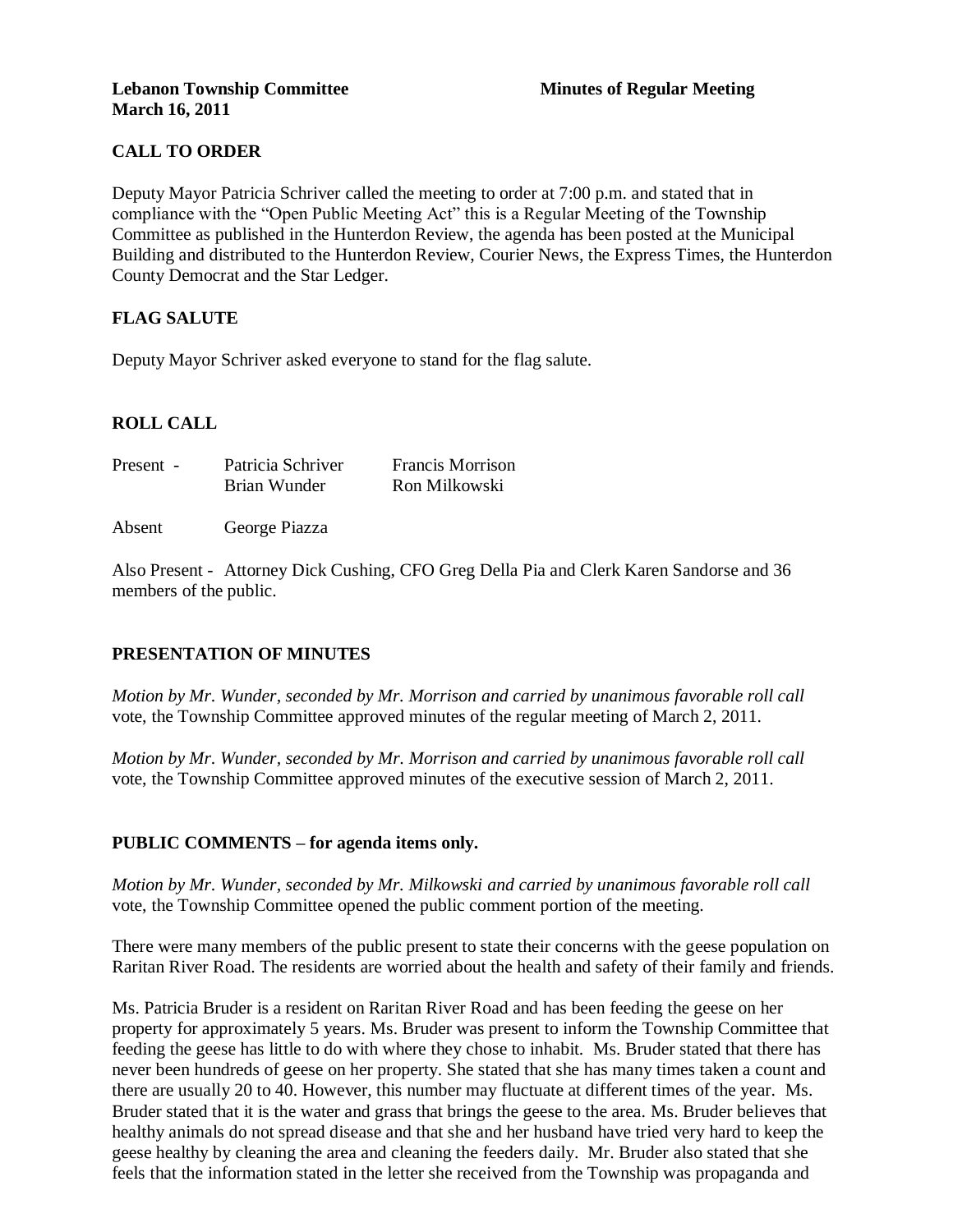**Lebanon Township Committee** **Minutes of Regular Meeting**
**March 16, 2011**

## CALL TO ORDER

Deputy Mayor Patricia Schriver called the meeting to order at 7:00 p.m. and stated that in compliance with the "Open Public Meeting Act" this is a Regular Meeting of the Township Committee as published in the Hunterdon Review, the agenda has been posted at the Municipal Building and distributed to the Hunterdon Review, Courier News, the Express Times, the Hunterdon County Democrat and the Star Ledger.

## FLAG SALUTE

Deputy Mayor Schriver asked everyone to stand for the flag salute.

## ROLL CALL

| | | |
|---|---|---|
| Present - | Patricia Schriver | Francis Morrison |
| | Brian Wunder | Ron Milkowski |
| Absent | George Piazza | |

Also Present - Attorney Dick Cushing, CFO Greg Della Pia and Clerk Karen Sandorse and 36 members of the public.

## PRESENTATION OF MINUTES

*Motion by Mr. Wunder, seconded by Mr. Morrison and carried by unanimous favorable roll call* vote, the Township Committee approved minutes of the regular meeting of March 2, 2011.

*Motion by Mr. Wunder, seconded by Mr. Morrison and carried by unanimous favorable roll call* vote, the Township Committee approved minutes of the executive session of March 2, 2011.

## PUBLIC COMMENTS – for agenda items only.

*Motion by Mr. Wunder, seconded by Mr. Milkowski and carried by unanimous favorable roll call* vote, the Township Committee opened the public comment portion of the meeting.

There were many members of the public present to state their concerns with the geese population on Raritan River Road. The residents are worried about the health and safety of their family and friends.

Ms. Patricia Bruder is a resident on Raritan River Road and has been feeding the geese on her property for approximately 5 years. Ms. Bruder was present to inform the Township Committee that feeding the geese has little to do with where they chose to inhabit. Ms. Bruder stated that there has never been hundreds of geese on her property. She stated that she has many times taken a count and there are usually 20 to 40. However, this number may fluctuate at different times of the year. Ms. Bruder stated that it is the water and grass that brings the geese to the area. Ms. Bruder believes that healthy animals do not spread disease and that she and her husband have tried very hard to keep the geese healthy by cleaning the area and cleaning the feeders daily. Mr. Bruder also stated that she feels that the information stated in the letter she received from the Township was propaganda and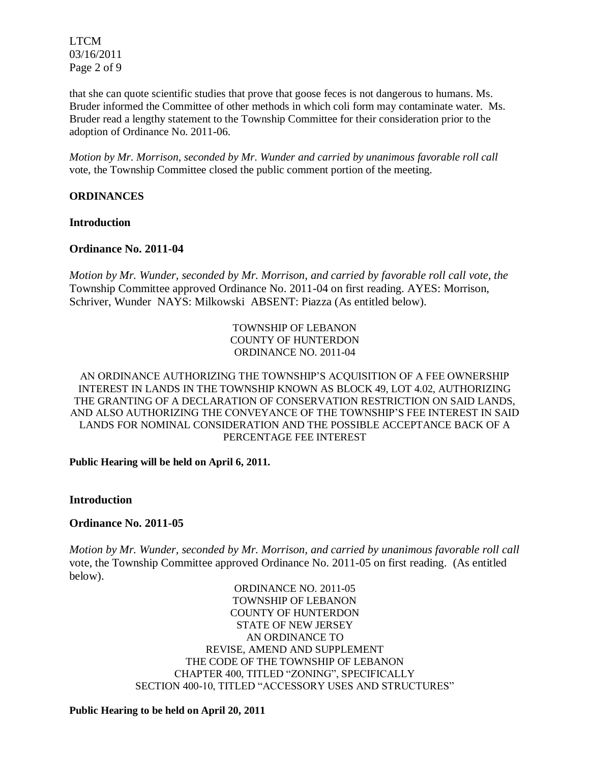that she can quote scientific studies that prove that goose feces is not dangerous to humans. Ms. Bruder informed the Committee of other methods in which coli form may contaminate water. Ms. Bruder read a lengthy statement to the Township Committee for their consideration prior to the adoption of Ordinance No. 2011-06.

*Motion by Mr. Morrison, seconded by Mr. Wunder and carried by unanimous favorable roll call* vote, the Township Committee closed the public comment portion of the meeting.

## ORDINANCES

### Introduction

### Ordinance No. 2011-04

*Motion by Mr. Wunder, seconded by Mr. Morrison, and carried by favorable roll call vote, the* Township Committee approved Ordinance No. 2011-04 on first reading. AYES: Morrison, Schriver, Wunder NAYS: Milkowski ABSENT: Piazza (As entitled below).

TOWNSHIP OF LEBANON
COUNTY OF HUNTERDON
ORDINANCE NO. 2011-04

AN ORDINANCE AUTHORIZING THE TOWNSHIP'S ACQUISITION OF A FEE OWNERSHIP INTEREST IN LANDS IN THE TOWNSHIP KNOWN AS BLOCK 49, LOT 4.02, AUTHORIZING THE GRANTING OF A DECLARATION OF CONSERVATION RESTRICTION ON SAID LANDS, AND ALSO AUTHORIZING THE CONVEYANCE OF THE TOWNSHIP'S FEE INTEREST IN SAID LANDS FOR NOMINAL CONSIDERATION AND THE POSSIBLE ACCEPTANCE BACK OF A PERCENTAGE FEE INTEREST

**Public Hearing will be held on April 6, 2011.**

### Introduction

### Ordinance No. 2011-05

*Motion by Mr. Wunder, seconded by Mr. Morrison, and carried by unanimous favorable roll call* vote, the Township Committee approved Ordinance No. 2011-05 on first reading. (As entitled below).

ORDINANCE NO. 2011-05
TOWNSHIP OF LEBANON
COUNTY OF HUNTERDON
STATE OF NEW JERSEY
AN ORDINANCE TO
REVISE, AMEND AND SUPPLEMENT
THE CODE OF THE TOWNSHIP OF LEBANON
CHAPTER 400, TITLED "ZONING", SPECIFICALLY
SECTION 400-10, TITLED "ACCESSORY USES AND STRUCTURES"

**Public Hearing to be held on April 20, 2011**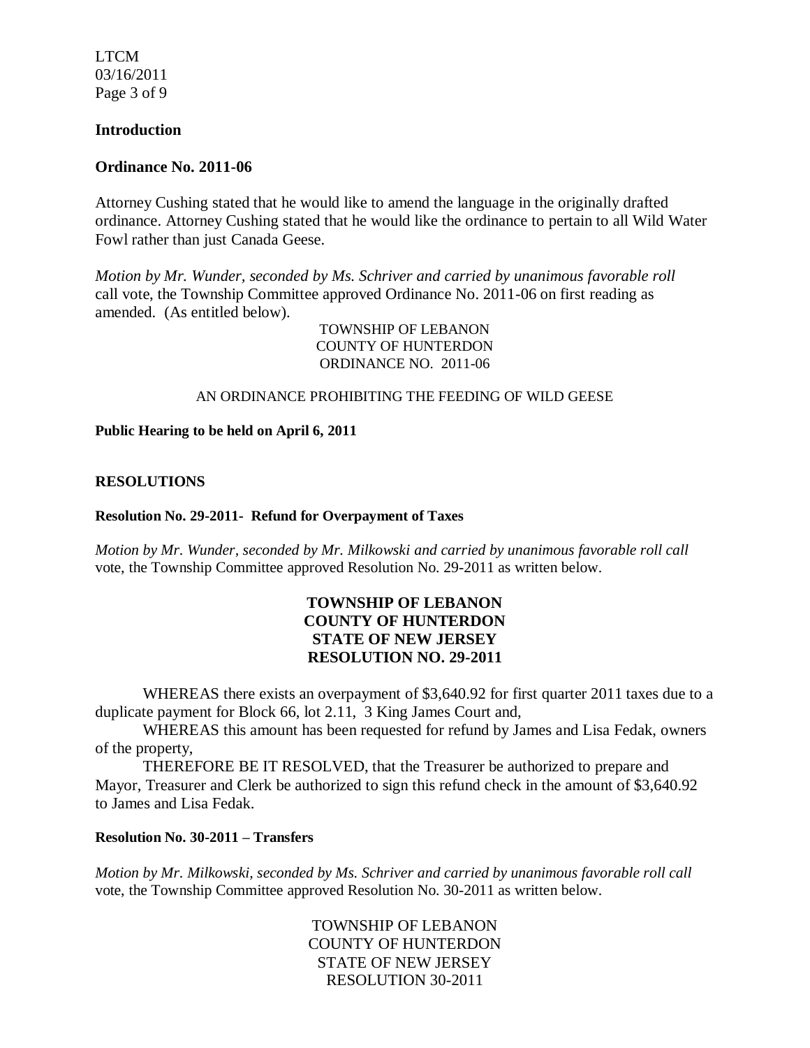**Introduction**

**Ordinance No. 2011-06**

Attorney Cushing stated that he would like to amend the language in the originally drafted ordinance. Attorney Cushing stated that he would like the ordinance to pertain to all Wild Water Fowl rather than just Canada Geese.

*Motion by Mr. Wunder, seconded by Ms. Schriver and carried by unanimous favorable roll* call vote, the Township Committee approved Ordinance No. 2011-06 on first reading as amended. (As entitled below).

TOWNSHIP OF LEBANON
COUNTY OF HUNTERDON
ORDINANCE NO. 2011-06

AN ORDINANCE PROHIBITING THE FEEDING OF WILD GEESE

**Public Hearing to be held on April 6, 2011**

**RESOLUTIONS**

**Resolution No. 29-2011- Refund for Overpayment of Taxes**

*Motion by Mr. Wunder, seconded by Mr. Milkowski and carried by unanimous favorable roll call* vote, the Township Committee approved Resolution No. 29-2011 as written below.

**TOWNSHIP OF LEBANON**
**COUNTY OF HUNTERDON**
**STATE OF NEW JERSEY**
**RESOLUTION NO. 29-2011**

WHEREAS there exists an overpayment of $3,640.92 for first quarter 2011 taxes due to a duplicate payment for Block 66, lot 2.11, 3 King James Court and,

WHEREAS this amount has been requested for refund by James and Lisa Fedak, owners of the property,

THEREFORE BE IT RESOLVED, that the Treasurer be authorized to prepare and Mayor, Treasurer and Clerk be authorized to sign this refund check in the amount of $3,640.92 to James and Lisa Fedak.

**Resolution No. 30-2011 – Transfers**

*Motion by Mr. Milkowski, seconded by Ms. Schriver and carried by unanimous favorable roll call* vote, the Township Committee approved Resolution No. 30-2011 as written below.

TOWNSHIP OF LEBANON
COUNTY OF HUNTERDON
STATE OF NEW JERSEY
RESOLUTION 30-2011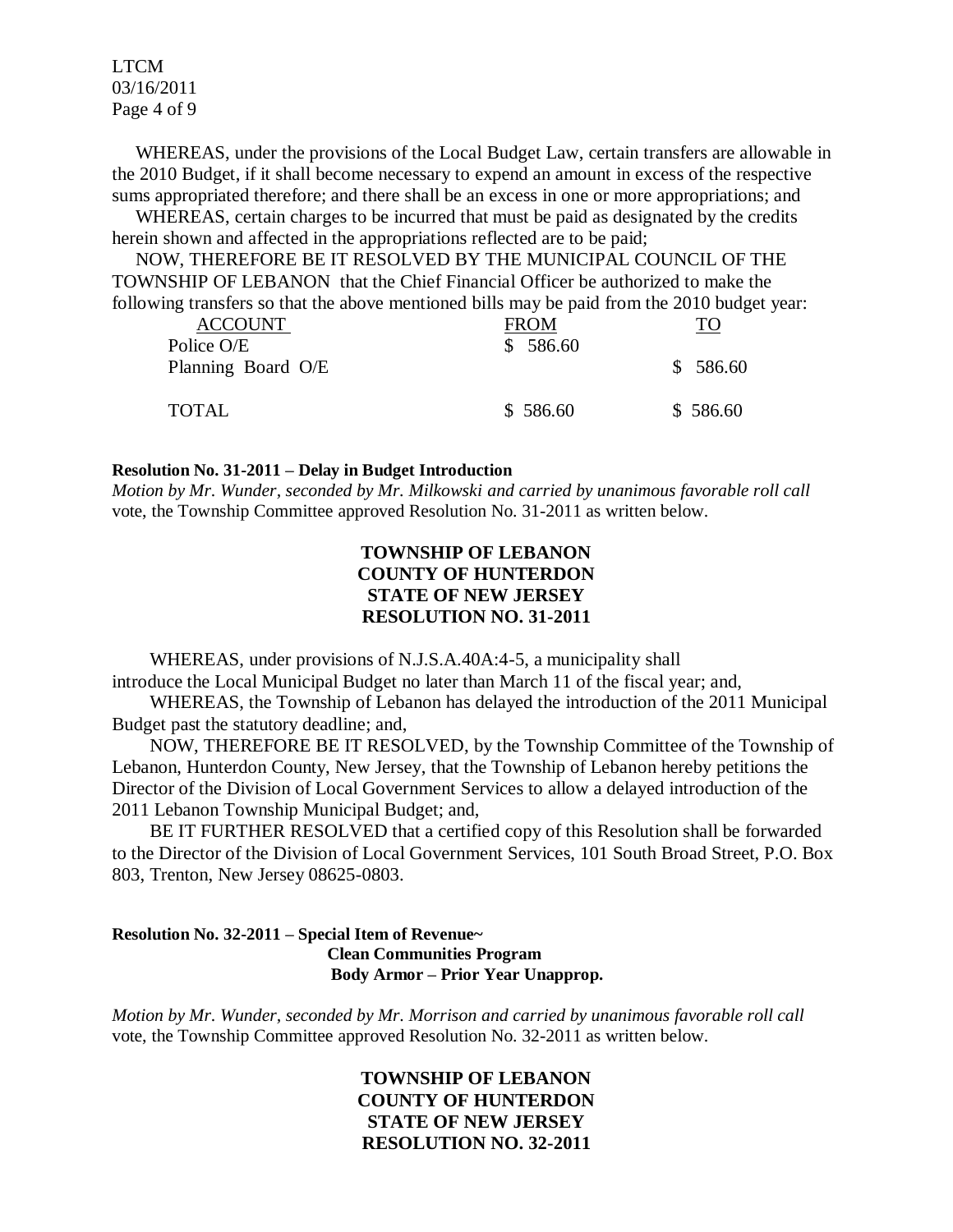WHEREAS, under the provisions of the Local Budget Law, certain transfers are allowable in the 2010 Budget, if it shall become necessary to expend an amount in excess of the respective sums appropriated therefore; and there shall be an excess in one or more appropriations; and

WHEREAS, certain charges to be incurred that must be paid as designated by the credits herein shown and affected in the appropriations reflected are to be paid;

NOW, THEREFORE BE IT RESOLVED BY THE MUNICIPAL COUNCIL OF THE TOWNSHIP OF LEBANON that the Chief Financial Officer be authorized to make the following transfers so that the above mentioned bills may be paid from the 2010 budget year:

| ACCOUNT | FROM | TO |
|---|---|---|
| Police O/E | $ 586.60 | |
| Planning Board O/E | | $ 586.60 |
| TOTAL | $ 586.60 | $ 586.60 |

**Resolution No. 31-2011 – Delay in Budget Introduction**

*Motion by Mr. Wunder, seconded by Mr. Milkowski and carried by unanimous favorable roll call* vote, the Township Committee approved Resolution No. 31-2011 as written below.

**TOWNSHIP OF LEBANON**
**COUNTY OF HUNTERDON**
**STATE OF NEW JERSEY**
**RESOLUTION NO. 31-2011**

WHEREAS, under provisions of N.J.S.A.40A:4-5, a municipality shall introduce the Local Municipal Budget no later than March 11 of the fiscal year; and,

WHEREAS, the Township of Lebanon has delayed the introduction of the 2011 Municipal Budget past the statutory deadline; and,

NOW, THEREFORE BE IT RESOLVED, by the Township Committee of the Township of Lebanon, Hunterdon County, New Jersey, that the Township of Lebanon hereby petitions the Director of the Division of Local Government Services to allow a delayed introduction of the 2011 Lebanon Township Municipal Budget; and,

BE IT FURTHER RESOLVED that a certified copy of this Resolution shall be forwarded to the Director of the Division of Local Government Services, 101 South Broad Street, P.O. Box 803, Trenton, New Jersey 08625-0803.

**Resolution No. 32-2011 – Special Item of Revenue~**
**Clean Communities Program**
**Body Armor – Prior Year Unapprop.**

*Motion by Mr. Wunder, seconded by Mr. Morrison and carried by unanimous favorable roll call* vote, the Township Committee approved Resolution No. 32-2011 as written below.

**TOWNSHIP OF LEBANON**
**COUNTY OF HUNTERDON**
**STATE OF NEW JERSEY**
**RESOLUTION NO. 32-2011**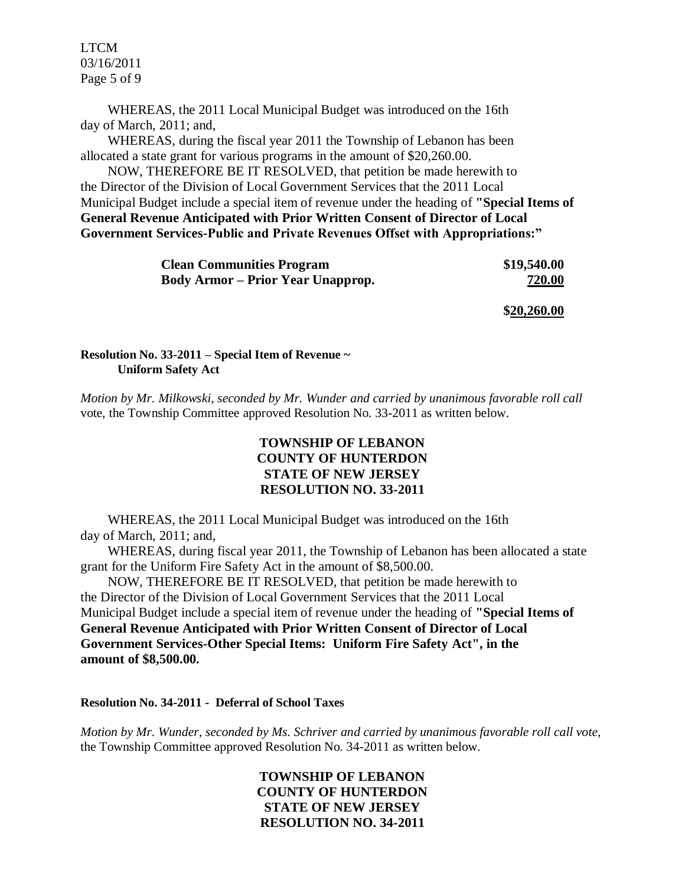WHEREAS, the 2011 Local Municipal Budget was introduced on the 16th day of March, 2011; and,

WHEREAS, during the fiscal year 2011 the Township of Lebanon has been allocated a state grant for various programs in the amount of $20,260.00.

NOW, THEREFORE BE IT RESOLVED, that petition be made herewith to the Director of the Division of Local Government Services that the 2011 Local Municipal Budget include a special item of revenue under the heading of **"Special Items of General Revenue Anticipated with Prior Written Consent of Director of Local Government Services-Public and Private Revenues Offset with Appropriations:"**

| | |
|---|---|
| **Clean Communities Program** | **$19,540.00** |
| **Body Armor – Prior Year Unapprop.** | **720.00** |
| | **$20,260.00** |

**Resolution No. 33-2011 – Special Item of Revenue ~ Uniform Safety Act**

*Motion by Mr. Milkowski, seconded by Mr. Wunder and carried by unanimous favorable roll call* vote, the Township Committee approved Resolution No. 33-2011 as written below.

**TOWNSHIP OF LEBANON**
**COUNTY OF HUNTERDON**
**STATE OF NEW JERSEY**
**RESOLUTION NO. 33-2011**

WHEREAS, the 2011 Local Municipal Budget was introduced on the 16th day of March, 2011; and,

WHEREAS, during fiscal year 2011, the Township of Lebanon has been allocated a state grant for the Uniform Fire Safety Act in the amount of $8,500.00.

NOW, THEREFORE BE IT RESOLVED, that petition be made herewith to the Director of the Division of Local Government Services that the 2011 Local Municipal Budget include a special item of revenue under the heading of **"Special Items of General Revenue Anticipated with Prior Written Consent of Director of Local Government Services-Other Special Items: Uniform Fire Safety Act", in the amount of $8,500.00.**

**Resolution No. 34-2011 - Deferral of School Taxes**

*Motion by Mr. Wunder, seconded by Ms. Schriver and carried by unanimous favorable roll call vote,* the Township Committee approved Resolution No. 34-2011 as written below.

**TOWNSHIP OF LEBANON**
**COUNTY OF HUNTERDON**
**STATE OF NEW JERSEY**
**RESOLUTION NO. 34-2011**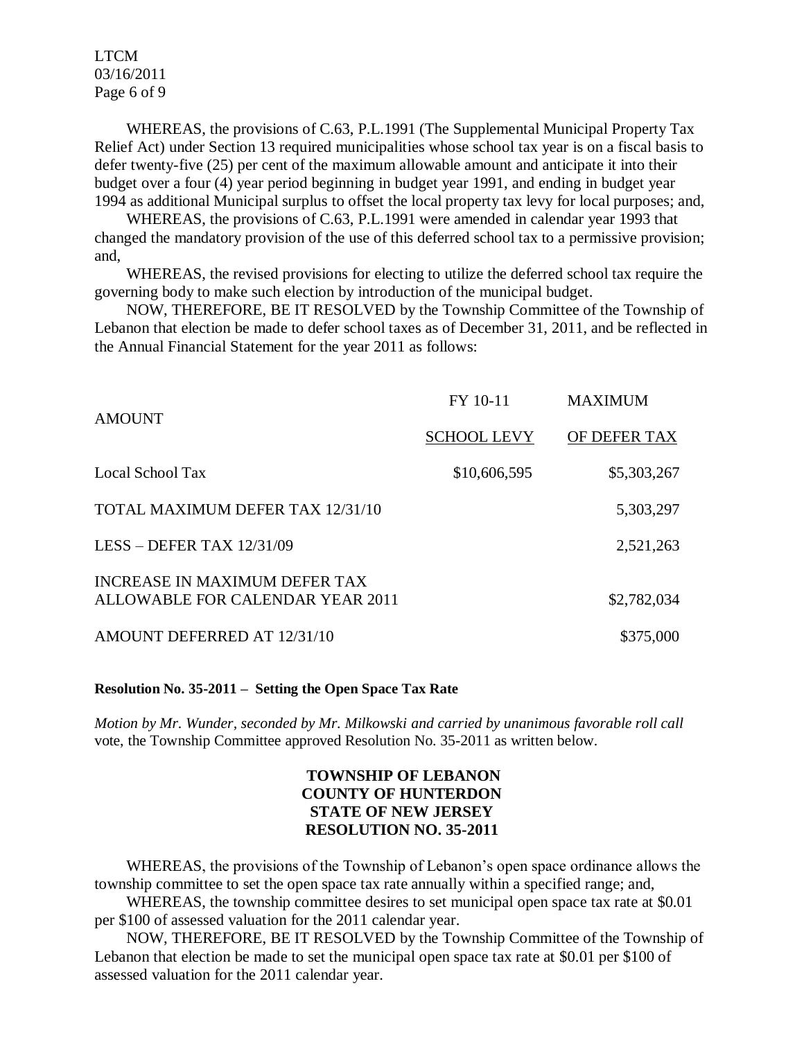WHEREAS, the provisions of C.63, P.L.1991 (The Supplemental Municipal Property Tax Relief Act) under Section 13 required municipalities whose school tax year is on a fiscal basis to defer twenty-five (25) per cent of the maximum allowable amount and anticipate it into their budget over a four (4) year period beginning in budget year 1991, and ending in budget year 1994 as additional Municipal surplus to offset the local property tax levy for local purposes; and,

WHEREAS, the provisions of C.63, P.L.1991 were amended in calendar year 1993 that changed the mandatory provision of the use of this deferred school tax to a permissive provision; and,

WHEREAS, the revised provisions for electing to utilize the deferred school tax require the governing body to make such election by introduction of the municipal budget.

NOW, THEREFORE, BE IT RESOLVED by the Township Committee of the Township of Lebanon that election be made to defer school taxes as of December 31, 2011, and be reflected in the Annual Financial Statement for the year 2011 as follows:

| AMOUNT | FY 10-11<br>SCHOOL LEVY | MAXIMUM<br>OF DEFER TAX |
|---|---|---|
| Local School Tax | \$10,606,595 | \$5,303,267 |
| TOTAL MAXIMUM DEFER TAX 12/31/10 | | 5,303,297 |
| LESS – DEFER TAX 12/31/09 | | 2,521,263 |
| INCREASE IN MAXIMUM DEFER TAX ALLOWABLE FOR CALENDAR YEAR 2011 | | \$2,782,034 |
| AMOUNT DEFERRED AT 12/31/10 | | \$375,000 |

**Resolution No. 35-2011 – Setting the Open Space Tax Rate**

*Motion by Mr. Wunder, seconded by Mr. Milkowski and carried by unanimous favorable roll call* vote, the Township Committee approved Resolution No. 35-2011 as written below.

**TOWNSHIP OF LEBANON**
**COUNTY OF HUNTERDON**
**STATE OF NEW JERSEY**
**RESOLUTION NO. 35-2011**

WHEREAS, the provisions of the Township of Lebanon's open space ordinance allows the township committee to set the open space tax rate annually within a specified range; and,

WHEREAS, the township committee desires to set municipal open space tax rate at \$0.01 per \$100 of assessed valuation for the 2011 calendar year.

NOW, THEREFORE, BE IT RESOLVED by the Township Committee of the Township of Lebanon that election be made to set the municipal open space tax rate at \$0.01 per \$100 of assessed valuation for the 2011 calendar year.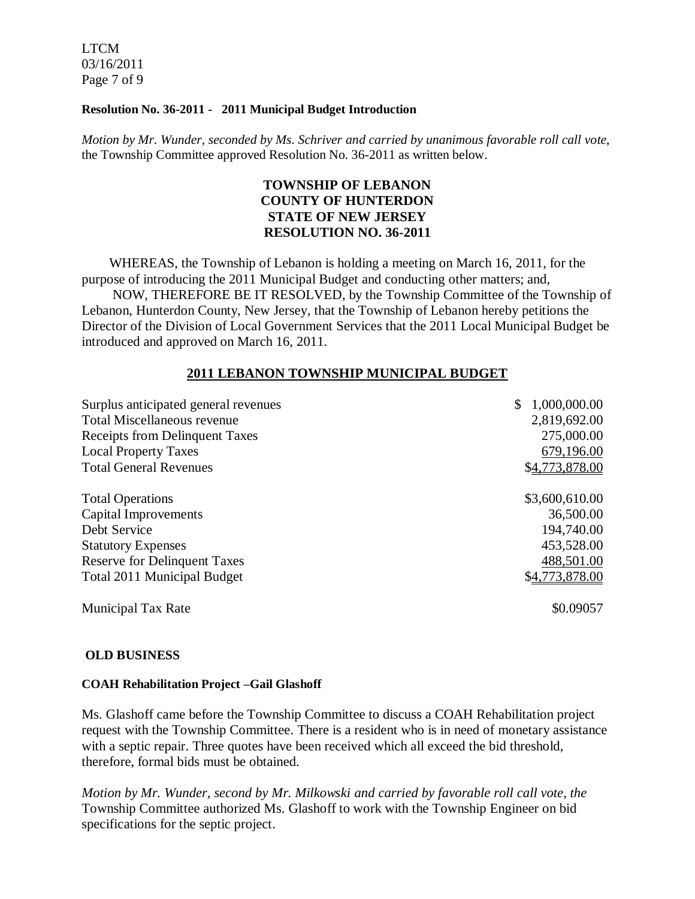**Resolution No. 36-2011 - 2011 Municipal Budget Introduction**

*Motion by Mr. Wunder, seconded by Ms. Schriver and carried by unanimous favorable roll call vote*, the Township Committee approved Resolution No. 36-2011 as written below.

**TOWNSHIP OF LEBANON**
**COUNTY OF HUNTERDON**
**STATE OF NEW JERSEY**
**RESOLUTION NO. 36-2011**

WHEREAS, the Township of Lebanon is holding a meeting on March 16, 2011, for the purpose of introducing the 2011 Municipal Budget and conducting other matters; and,

NOW, THEREFORE BE IT RESOLVED, by the Township Committee of the Township of Lebanon, Hunterdon County, New Jersey, that the Township of Lebanon hereby petitions the Director of the Division of Local Government Services that the 2011 Local Municipal Budget be introduced and approved on March 16, 2011.

**2011 LEBANON TOWNSHIP MUNICIPAL BUDGET**

| | |
|---|---|
| Surplus anticipated general revenues | $ 1,000,000.00 |
| Total Miscellaneous revenue | 2,819,692.00 |
| Receipts from Delinquent Taxes | 275,000.00 |
| Local Property Taxes | 679,196.00 |
| Total General Revenues | $4,773,878.00 |
| | |
| Total Operations | $3,600,610.00 |
| Capital Improvements | 36,500.00 |
| Debt Service | 194,740.00 |
| Statutory Expenses | 453,528.00 |
| Reserve for Delinquent Taxes | 488,501.00 |
| Total 2011 Municipal Budget | $4,773,878.00 |
| | |
| Municipal Tax Rate | $0.09057 |

**OLD BUSINESS**

**COAH Rehabilitation Project –Gail Glashoff**

Ms. Glashoff came before the Township Committee to discuss a COAH Rehabilitation project request with the Township Committee. There is a resident who is in need of monetary assistance with a septic repair. Three quotes have been received which all exceed the bid threshold, therefore, formal bids must be obtained.

*Motion by Mr. Wunder, second by Mr. Milkowski and carried by favorable roll call vote, the* Township Committee authorized Ms. Glashoff to work with the Township Engineer on bid specifications for the septic project.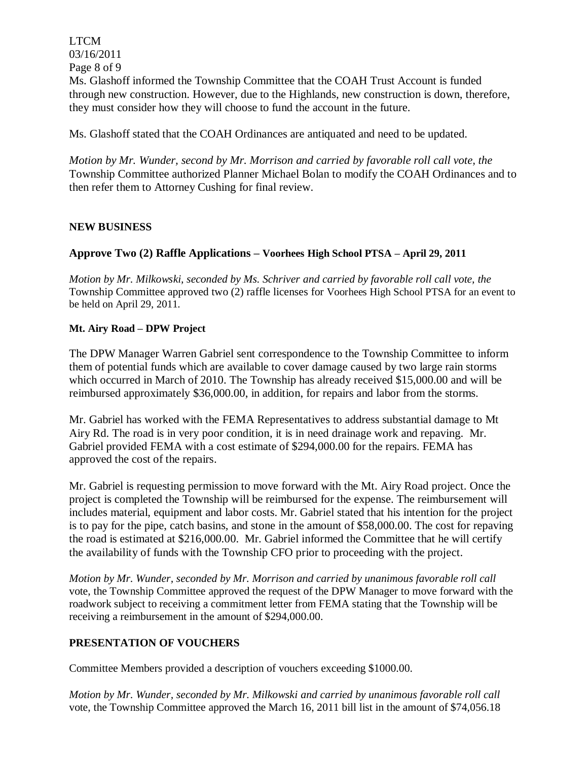Ms. Glashoff informed the Township Committee that the COAH Trust Account is funded through new construction. However, due to the Highlands, new construction is down, therefore, they must consider how they will choose to fund the account in the future.

Ms. Glashoff stated that the COAH Ordinances are antiquated and need to be updated.

*Motion by Mr. Wunder, second by Mr. Morrison and carried by favorable roll call vote, the* Township Committee authorized Planner Michael Bolan to modify the COAH Ordinances and to then refer them to Attorney Cushing for final review.

**NEW BUSINESS**

**Approve Two (2) Raffle Applications – Voorhees High School PTSA – April 29, 2011**

*Motion by Mr. Milkowski, seconded by Ms. Schriver and carried by favorable roll call vote, the* Township Committee approved two (2) raffle licenses for Voorhees High School PTSA for an event to be held on April 29, 2011.

**Mt. Airy Road – DPW Project**

The DPW Manager Warren Gabriel sent correspondence to the Township Committee to inform them of potential funds which are available to cover damage caused by two large rain storms which occurred in March of 2010. The Township has already received $15,000.00 and will be reimbursed approximately $36,000.00, in addition, for repairs and labor from the storms.

Mr. Gabriel has worked with the FEMA Representatives to address substantial damage to Mt Airy Rd. The road is in very poor condition, it is in need drainage work and repaving. Mr. Gabriel provided FEMA with a cost estimate of $294,000.00 for the repairs. FEMA has approved the cost of the repairs.

Mr. Gabriel is requesting permission to move forward with the Mt. Airy Road project. Once the project is completed the Township will be reimbursed for the expense. The reimbursement will includes material, equipment and labor costs. Mr. Gabriel stated that his intention for the project is to pay for the pipe, catch basins, and stone in the amount of $58,000.00. The cost for repaving the road is estimated at $216,000.00. Mr. Gabriel informed the Committee that he will certify the availability of funds with the Township CFO prior to proceeding with the project.

*Motion by Mr. Wunder, seconded by Mr. Morrison and carried by unanimous favorable roll call* vote, the Township Committee approved the request of the DPW Manager to move forward with the roadwork subject to receiving a commitment letter from FEMA stating that the Township will be receiving a reimbursement in the amount of $294,000.00.

**PRESENTATION OF VOUCHERS**

Committee Members provided a description of vouchers exceeding $1000.00.

*Motion by Mr. Wunder, seconded by Mr. Milkowski and carried by unanimous favorable roll call* vote, the Township Committee approved the March 16, 2011 bill list in the amount of $74,056.18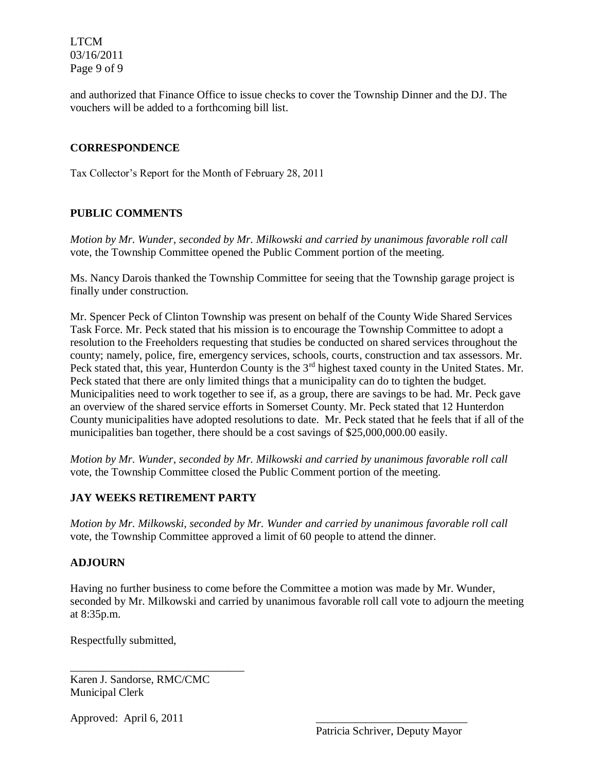and authorized that Finance Office to issue checks to cover the Township Dinner and the DJ. The vouchers will be added to a forthcoming bill list.

**CORRESPONDENCE**

Tax Collector's Report for the Month of February 28, 2011

**PUBLIC COMMENTS**

*Motion by Mr. Wunder, seconded by Mr. Milkowski and carried by unanimous favorable roll call* vote, the Township Committee opened the Public Comment portion of the meeting.

Ms. Nancy Darois thanked the Township Committee for seeing that the Township garage project is finally under construction.

Mr. Spencer Peck of Clinton Township was present on behalf of the County Wide Shared Services Task Force. Mr. Peck stated that his mission is to encourage the Township Committee to adopt a resolution to the Freeholders requesting that studies be conducted on shared services throughout the county; namely, police, fire, emergency services, schools, courts, construction and tax assessors. Mr. Peck stated that, this year, Hunterdon County is the 3rd highest taxed county in the United States. Mr. Peck stated that there are only limited things that a municipality can do to tighten the budget. Municipalities need to work together to see if, as a group, there are savings to be had. Mr. Peck gave an overview of the shared service efforts in Somerset County. Mr. Peck stated that 12 Hunterdon County municipalities have adopted resolutions to date. Mr. Peck stated that he feels that if all of the municipalities ban together, there should be a cost savings of $25,000,000.00 easily.

*Motion by Mr. Wunder, seconded by Mr. Milkowski and carried by unanimous favorable roll call* vote, the Township Committee closed the Public Comment portion of the meeting.

**JAY WEEKS RETIREMENT PARTY**

*Motion by Mr. Milkowski, seconded by Mr. Wunder and carried by unanimous favorable roll call* vote, the Township Committee approved a limit of 60 people to attend the dinner.

**ADJOURN**

Having no further business to come before the Committee a motion was made by Mr. Wunder, seconded by Mr. Milkowski and carried by unanimous favorable roll call vote to adjourn the meeting at 8:35p.m.

Respectfully submitted,

\_\_\_\_\_\_\_\_\_\_\_\_\_\_\_\_\_\_\_\_\_\_\_\_\_\_\_\_\_\_\_\_

Karen J. Sandorse, RMC/CMC
Municipal Clerk

Approved: April 6, 2011

\_\_\_\_\_\_\_\_\_\_\_\_\_\_\_\_\_\_\_\_\_\_\_\_\_\_\_\_

Patricia Schriver, Deputy Mayor